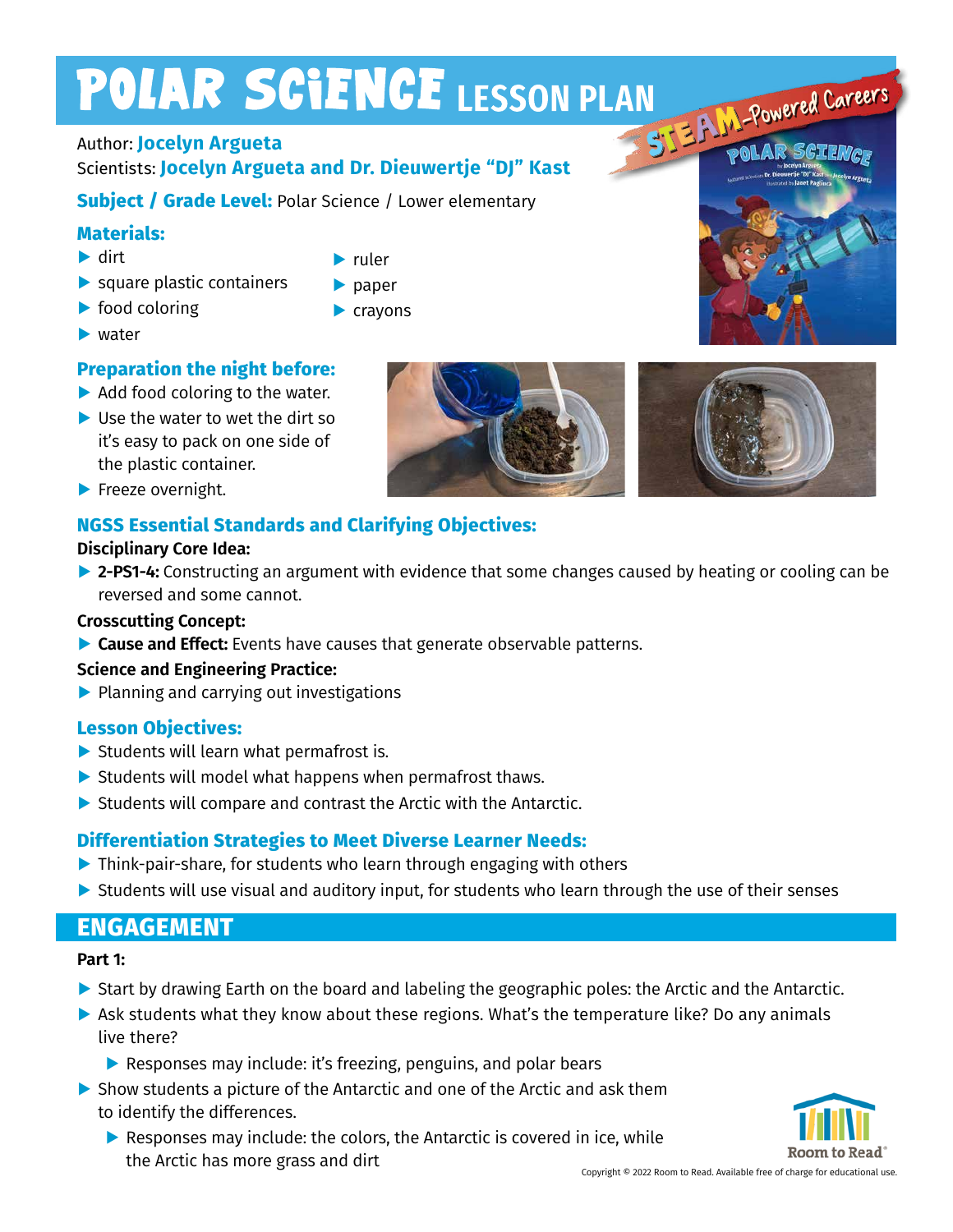# POLAR SCIENCE LESSON PLAN

Author: **Jocelyn Argueta**
Scientists: **Jocelyn Argueta and Dr. Dieuwertje "DJ" Kast**

**Subject / Grade Level:** Polar Science / Lower elementary

## Materials:

- dirt
- square plastic containers
- food coloring
- water
- ruler
- paper
- crayons

## Preparation the night before:

- Add food coloring to the water.
- Use the water to wet the dirt so it's easy to pack on one side of the plastic container.
- Freeze overnight.

## NGSS Essential Standards and Clarifying Objectives:

**Disciplinary Core Idea:**

- **2-PS1-4:** Constructing an argument with evidence that some changes caused by heating or cooling can be reversed and some cannot.

**Crosscutting Concept:**

- **Cause and Effect:** Events have causes that generate observable patterns.

**Science and Engineering Practice:**

- Planning and carrying out investigations

## Lesson Objectives:

- Students will learn what permafrost is.
- Students will model what happens when permafrost thaws.
- Students will compare and contrast the Arctic with the Antarctic.

## Differentiation Strategies to Meet Diverse Learner Needs:

- Think-pair-share, for students who learn through engaging with others
- Students will use visual and auditory input, for students who learn through the use of their senses

## ENGAGEMENT

**Part 1:**

- Start by drawing Earth on the board and labeling the geographic poles: the Arctic and the Antarctic.
- Ask students what they know about these regions. What's the temperature like? Do any animals live there?
  - Responses may include: it's freezing, penguins, and polar bears
- Show students a picture of the Antarctic and one of the Arctic and ask them to identify the differences.
  - Responses may include: the colors, the Antarctic is covered in ice, while the Arctic has more grass and dirt

Copyright © 2022 Room to Read. Available free of charge for educational use.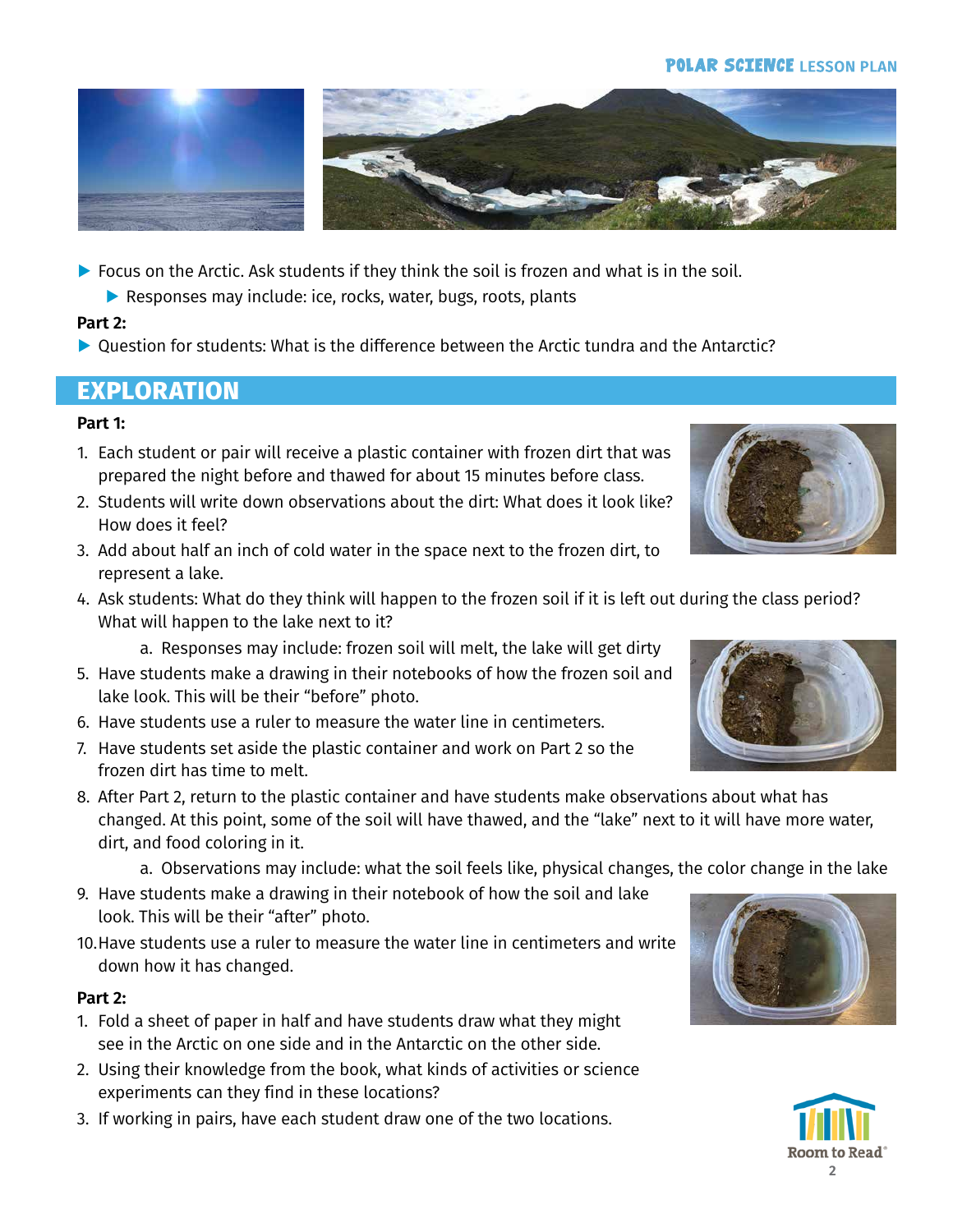- Focus on the Arctic. Ask students if they think the soil is frozen and what is in the soil.
  - Responses may include: ice, rocks, water, bugs, roots, plants

**Part 2:**

- Question for students: What is the difference between the Arctic tundra and the Antarctic?

## EXPLORATION

**Part 1:**

1. Each student or pair will receive a plastic container with frozen dirt that was prepared the night before and thawed for about 15 minutes before class.
2. Students will write down observations about the dirt: What does it look like? How does it feel?
3. Add about half an inch of cold water in the space next to the frozen dirt, to represent a lake.
4. Ask students: What do they think will happen to the frozen soil if it is left out during the class period? What will happen to the lake next to it?
   a. Responses may include: frozen soil will melt, the lake will get dirty
5. Have students make a drawing in their notebooks of how the frozen soil and lake look. This will be their "before" photo.
6. Have students use a ruler to measure the water line in centimeters.
7. Have students set aside the plastic container and work on Part 2 so the frozen dirt has time to melt.
8. After Part 2, return to the plastic container and have students make observations about what has changed. At this point, some of the soil will have thawed, and the "lake" next to it will have more water, dirt, and food coloring in it.
   a. Observations may include: what the soil feels like, physical changes, the color change in the lake
9. Have students make a drawing in their notebook of how the soil and lake look. This will be their "after" photo.
10. Have students use a ruler to measure the water line in centimeters and write down how it has changed.

**Part 2:**

1. Fold a sheet of paper in half and have students draw what they might see in the Arctic on one side and in the Antarctic on the other side.
2. Using their knowledge from the book, what kinds of activities or science experiments can they find in these locations?
3. If working in pairs, have each student draw one of the two locations.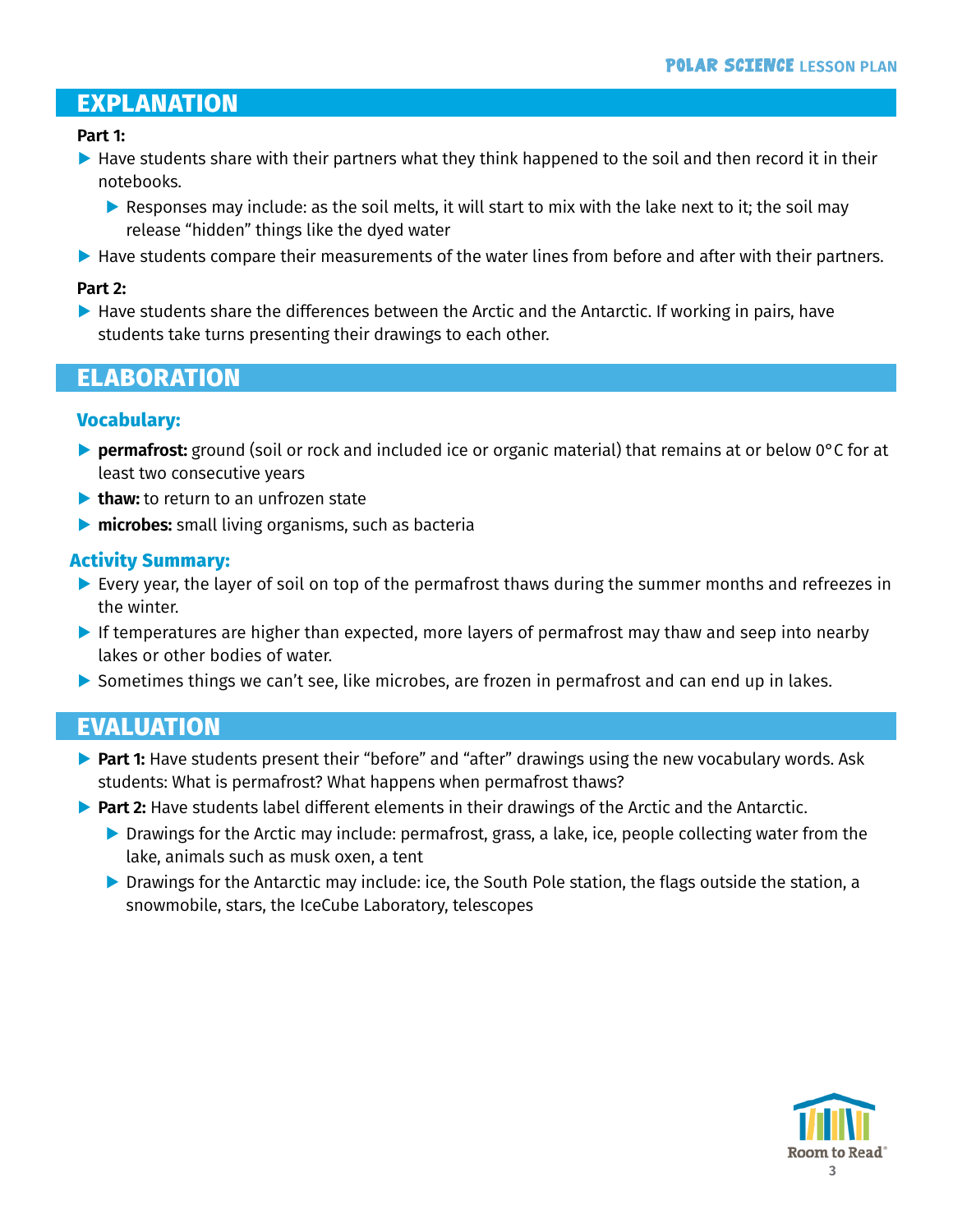## EXPLANATION

**Part 1:**

- Have students share with their partners what they think happened to the soil and then record it in their notebooks.
  - Responses may include: as the soil melts, it will start to mix with the lake next to it; the soil may release “hidden” things like the dyed water
- Have students compare their measurements of the water lines from before and after with their partners.

**Part 2:**

- Have students share the differences between the Arctic and the Antarctic. If working in pairs, have students take turns presenting their drawings to each other.

## ELABORATION

### Vocabulary:

- **permafrost:** ground (soil or rock and included ice or organic material) that remains at or below 0°C for at least two consecutive years
- **thaw:** to return to an unfrozen state
- **microbes:** small living organisms, such as bacteria

### Activity Summary:

- Every year, the layer of soil on top of the permafrost thaws during the summer months and refreezes in the winter.
- If temperatures are higher than expected, more layers of permafrost may thaw and seep into nearby lakes or other bodies of water.
- Sometimes things we can’t see, like microbes, are frozen in permafrost and can end up in lakes.

## EVALUATION

- **Part 1:** Have students present their “before” and “after” drawings using the new vocabulary words. Ask students: What is permafrost? What happens when permafrost thaws?
- **Part 2:** Have students label different elements in their drawings of the Arctic and the Antarctic.
  - Drawings for the Arctic may include: permafrost, grass, a lake, ice, people collecting water from the lake, animals such as musk oxen, a tent
  - Drawings for the Antarctic may include: ice, the South Pole station, the flags outside the station, a snowmobile, stars, the IceCube Laboratory, telescopes